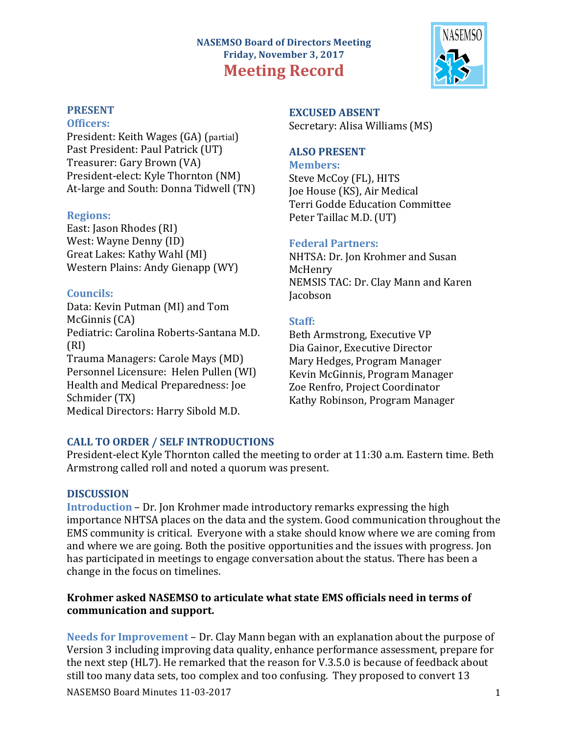**NASEMSO Board of Directors Meeting**
**Friday, November 3, 2017**

# Meeting Record

## PRESENT

### Officers:

President: Keith Wages (GA) (partial)
Past President: Paul Patrick (UT)
Treasurer: Gary Brown (VA)
President-elect: Kyle Thornton (NM)
At-large and South: Donna Tidwell (TN)

### Regions:

East: Jason Rhodes (RI)
West: Wayne Denny (ID)
Great Lakes: Kathy Wahl (MI)
Western Plains: Andy Gienapp (WY)

### Councils:

Data: Kevin Putman (MI) and Tom McGinnis (CA)
Pediatric: Carolina Roberts-Santana M.D. (RI)
Trauma Managers: Carole Mays (MD)
Personnel Licensure: Helen Pullen (WI)
Health and Medical Preparedness: Joe Schmider (TX)
Medical Directors: Harry Sibold M.D.

## EXCUSED ABSENT

Secretary: Alisa Williams (MS)

## ALSO PRESENT

### Members:

Steve McCoy (FL), HITS
Joe House (KS), Air Medical
Terri Godde Education Committee
Peter Taillac M.D. (UT)

### Federal Partners:

NHTSA: Dr. Jon Krohmer and Susan McHenry
NEMSIS TAC: Dr. Clay Mann and Karen Jacobson

### Staff:

Beth Armstrong, Executive VP
Dia Gainor, Executive Director
Mary Hedges, Program Manager
Kevin McGinnis, Program Manager
Zoe Renfro, Project Coordinator
Kathy Robinson, Program Manager

## CALL TO ORDER / SELF INTRODUCTIONS

President-elect Kyle Thornton called the meeting to order at 11:30 a.m. Eastern time. Beth Armstrong called roll and noted a quorum was present.

## DISCUSSION

**Introduction** – Dr. Jon Krohmer made introductory remarks expressing the high importance NHTSA places on the data and the system. Good communication throughout the EMS community is critical. Everyone with a stake should know where we are coming from and where we are going. Both the positive opportunities and the issues with progress. Jon has participated in meetings to engage conversation about the status. There has been a change in the focus on timelines.

**Krohmer asked NASEMSO to articulate what state EMS officials need in terms of communication and support.**

**Needs for Improvement** – Dr. Clay Mann began with an explanation about the purpose of Version 3 including improving data quality, enhance performance assessment, prepare for the next step (HL7). He remarked that the reason for V.3.5.0 is because of feedback about still too many data sets, too complex and too confusing. They proposed to convert 13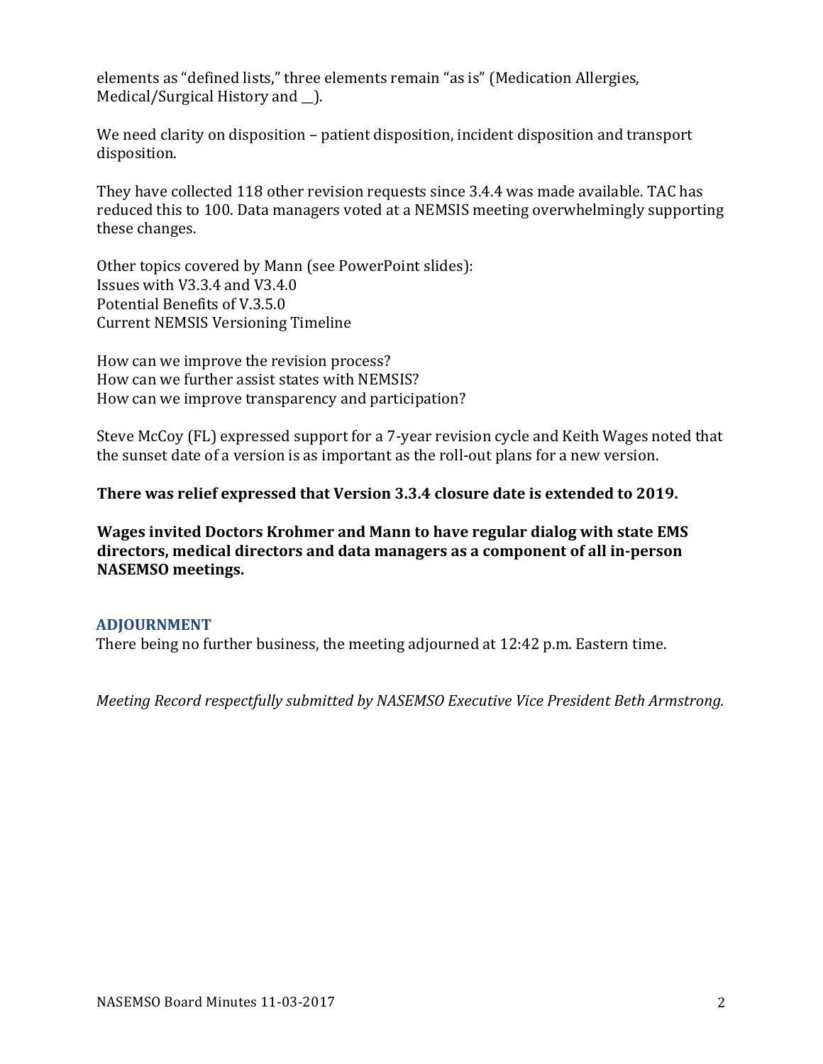elements as "defined lists," three elements remain "as is" (Medication Allergies, Medical/Surgical History and __).

We need clarity on disposition – patient disposition, incident disposition and transport disposition.

They have collected 118 other revision requests since 3.4.4 was made available. TAC has reduced this to 100. Data managers voted at a NEMSIS meeting overwhelmingly supporting these changes.

Other topics covered by Mann (see PowerPoint slides):
Issues with V3.3.4 and V3.4.0
Potential Benefits of V.3.5.0
Current NEMSIS Versioning Timeline

How can we improve the revision process?
How can we further assist states with NEMSIS?
How can we improve transparency and participation?

Steve McCoy (FL) expressed support for a 7-year revision cycle and Keith Wages noted that the sunset date of a version is as important as the roll-out plans for a new version.

**There was relief expressed that Version 3.3.4 closure date is extended to 2019.**

**Wages invited Doctors Krohmer and Mann to have regular dialog with state EMS directors, medical directors and data managers as a component of all in-person NASEMSO meetings.**

## ADJOURNMENT

There being no further business, the meeting adjourned at 12:42 p.m. Eastern time.

*Meeting Record respectfully submitted by NASEMSO Executive Vice President Beth Armstrong.*